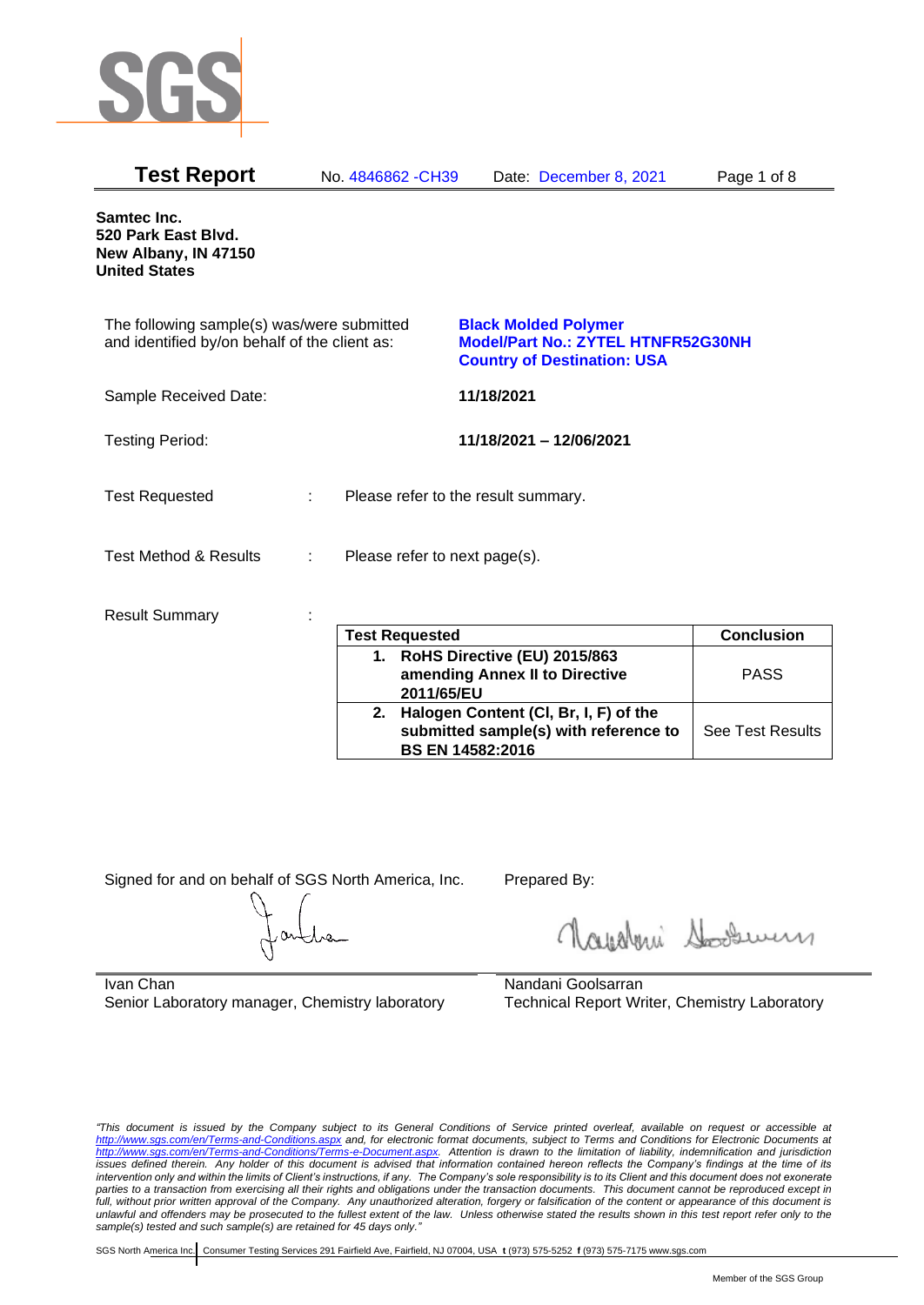# Test Report

No. 4846862 -CH39 Date: December 8, 2021

**Samtec Inc.**
**520 Park East Blvd.**
**New Albany, IN 47150**
**United States**

The following sample(s) was/were submitted and identified by/on behalf of the client as:

**Black Molded Polymer**
**Model/Part No.: ZYTEL HTNFR52G30NH**
**Country of Destination: USA**

Sample Received Date: **11/18/2021**

Testing Period: **11/18/2021 – 12/06/2021**

Test Requested : Please refer to the result summary.

Test Method & Results : Please refer to next page(s).

Result Summary :

| Test Requested | Conclusion |
|---|---|
| **1. RoHS Directive (EU) 2015/863 amending Annex II to Directive 2011/65/EU** | PASS |
| **2. Halogen Content (Cl, Br, I, F) of the submitted sample(s) with reference to BS EN 14582:2016** | See Test Results |

Signed for and on behalf of SGS North America, Inc.

Ivan Chan
Senior Laboratory manager, Chemistry laboratory

Prepared By:

Nandani Goolsarran
Technical Report Writer, Chemistry Laboratory

*"This document is issued by the Company subject to its General Conditions of Service printed overleaf, available on request or accessible at http://www.sgs.com/en/Terms-and-Conditions.aspx and, for electronic format documents, subject to Terms and Conditions for Electronic Documents at http://www.sgs.com/en/Terms-and-Conditions/Terms-e-Document.aspx. Attention is drawn to the limitation of liability, indemnification and jurisdiction issues defined therein. Any holder of this document is advised that information contained hereon reflects the Company's findings at the time of its intervention only and within the limits of Client's instructions, if any. The Company's sole responsibility is to its Client and this document does not exonerate parties to a transaction from exercising all their rights and obligations under the transaction documents. This document cannot be reproduced except in full, without prior written approval of the Company. Any unauthorized alteration, forgery or falsification of the content or appearance of this document is unlawful and offenders may be prosecuted to the fullest extent of the law. Unless otherwise stated the results shown in this test report refer only to the sample(s) tested and such sample(s) are retained for 45 days only."*

SGS North America Inc. | Consumer Testing Services 291 Fairfield Ave, Fairfield, NJ 07004, USA t (973) 575-5252 f (973) 575-7175 www.sgs.com

Member of the SGS Group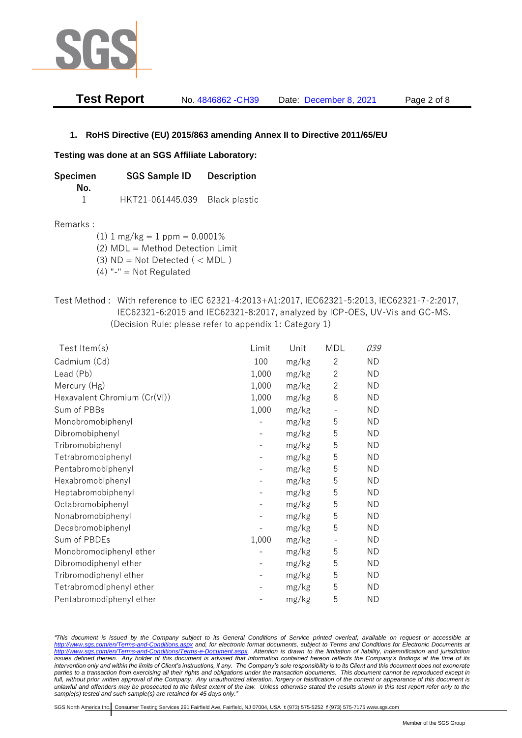## 1. RoHS Directive (EU) 2015/863 amending Annex II to Directive 2011/65/EU

**Testing was done at an SGS Affiliate Laboratory:**

| Specimen No. | SGS Sample ID | Description |
|---|---|---|
| 1 | HKT21-061445.039 | Black plastic |

Remarks :

(1) 1 mg/kg = 1 ppm = 0.0001%
(2) MDL = Method Detection Limit
(3) ND = Not Detected ( < MDL )
(4) "-" = Not Regulated

Test Method : With reference to IEC 62321-4:2013+A1:2017, IEC62321-5:2013, IEC62321-7-2:2017, IEC62321-6:2015 and IEC62321-8:2017, analyzed by ICP-OES, UV-Vis and GC-MS. (Decision Rule: please refer to appendix 1: Category 1)

| Test Item(s) | Limit | Unit | MDL | *039* |
|---|---|---|---|---|
| Cadmium (Cd) | 100 | mg/kg | 2 | ND |
| Lead (Pb) | 1,000 | mg/kg | 2 | ND |
| Mercury (Hg) | 1,000 | mg/kg | 2 | ND |
| Hexavalent Chromium (Cr(VI)) | 1,000 | mg/kg | 8 | ND |
| Sum of PBBs | 1,000 | mg/kg | - | ND |
| Monobromobiphenyl | - | mg/kg | 5 | ND |
| Dibromobiphenyl | - | mg/kg | 5 | ND |
| Tribromobiphenyl | - | mg/kg | 5 | ND |
| Tetrabromobiphenyl | - | mg/kg | 5 | ND |
| Pentabromobiphenyl | - | mg/kg | 5 | ND |
| Hexabromobiphenyl | - | mg/kg | 5 | ND |
| Heptabromobiphenyl | - | mg/kg | 5 | ND |
| Octabromobiphenyl | - | mg/kg | 5 | ND |
| Nonabromobiphenyl | - | mg/kg | 5 | ND |
| Decabromobiphenyl | - | mg/kg | 5 | ND |
| Sum of PBDEs | 1,000 | mg/kg | - | ND |
| Monobromodiphenyl ether | - | mg/kg | 5 | ND |
| Dibromodiphenyl ether | - | mg/kg | 5 | ND |
| Tribromodiphenyl ether | - | mg/kg | 5 | ND |
| Tetrabromodiphenyl ether | - | mg/kg | 5 | ND |
| Pentabromodiphenyl ether | - | mg/kg | 5 | ND |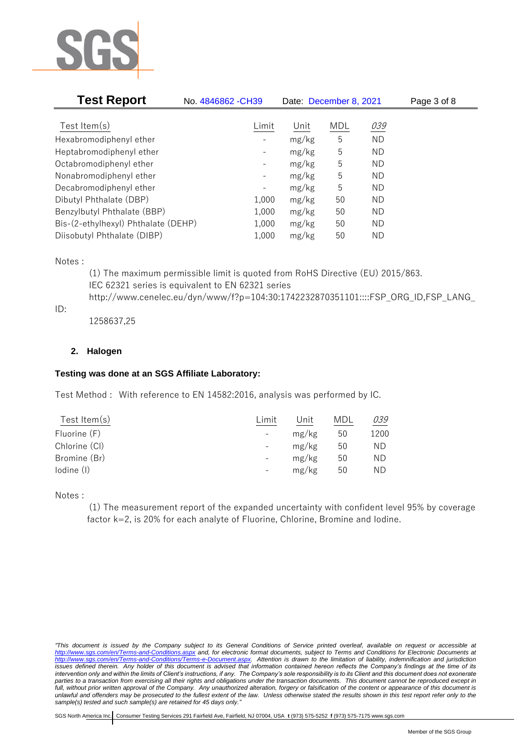| Test Item(s) | Limit | Unit | MDL | *039* |
|---|---|---|---|---|
| Hexabromodiphenyl ether | - | mg/kg | 5 | ND |
| Heptabromodiphenyl ether | - | mg/kg | 5 | ND |
| Octabromodiphenyl ether | - | mg/kg | 5 | ND |
| Nonabromodiphenyl ether | - | mg/kg | 5 | ND |
| Decabromodiphenyl ether | - | mg/kg | 5 | ND |
| Dibutyl Phthalate (DBP) | 1,000 | mg/kg | 50 | ND |
| Benzylbutyl Phthalate (BBP) | 1,000 | mg/kg | 50 | ND |
| Bis-(2-ethylhexyl) Phthalate (DEHP) | 1,000 | mg/kg | 50 | ND |
| Diisobutyl Phthalate (DIBP) | 1,000 | mg/kg | 50 | ND |

Notes :

(1) The maximum permissible limit is quoted from RoHS Directive (EU) 2015/863.
IEC 62321 series is equivalent to EN 62321 series
http://www.cenelec.eu/dyn/www/f?p=104:30:1742232870351101::::FSP_ORG_ID,FSP_LANG_ID:
1258637,25

## 2. Halogen

**Testing was done at an SGS Affiliate Laboratory:**

Test Method : With reference to EN 14582:2016, analysis was performed by IC.

| Test Item(s) | Limit | Unit | MDL | *039* |
|---|---|---|---|---|
| Fluorine (F) | - | mg/kg | 50 | 1200 |
| Chlorine (Cl) | - | mg/kg | 50 | ND |
| Bromine (Br) | - | mg/kg | 50 | ND |
| Iodine (I) | - | mg/kg | 50 | ND |

Notes :

(1) The measurement report of the expanded uncertainty with confident level 95% by coverage factor k=2, is 20% for each analyte of Fluorine, Chlorine, Bromine and Iodine.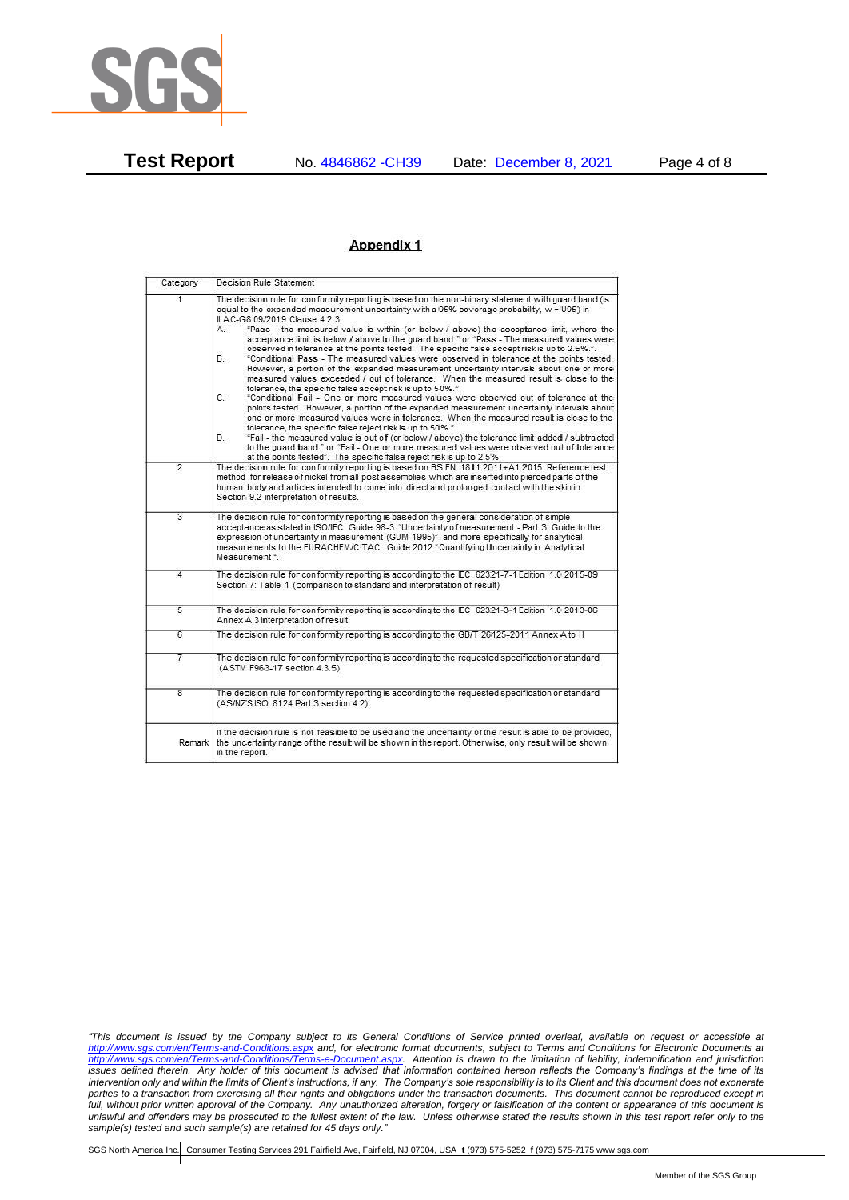## Appendix 1

| Category | Decision Rule Statement |
|---|---|
| 1 | The decision rule for conformity reporting is based on the non-binary statement with guard band (is equal to the expanded measurement uncertainty with a 95% coverage probability, w = U95) in ILAC-G8:09/2019 Clause 4.2.3.<br>A. "Pass - the measured value is within (or below / above) the acceptance limit, where the acceptance limit is below / above to the guard band." or "Pass - The measured values were observed in tolerance at the points tested. The specific false accept risk is up to 2.5%.".<br>B. "Conditional Pass - The measured values were observed in tolerance at the points tested. However, a portion of the expanded measurement uncertainty intervals about one or more measured values exceeded / out of tolerance. When the measured result is close to the tolerance, the specific false accept risk is up to 50%.".<br>C. "Conditional Fail - One or more measured values were observed out of tolerance at the points tested. However, a portion of the expanded measurement uncertainty intervals about one or more measured values were in tolerance. When the measured result is close to the tolerance, the specific false reject risk is up to 50%.".<br>D. "Fail - the measured value is out of (or below / above) the tolerance limit added / subtracted to the guard band." or "Fail - One or more measured values were observed out of tolerance at the points tested". The specific false reject risk is up to 2.5%. |
| 2 | The decision rule for conformity reporting is based on BS EN 1811:2011+A1:2015: Reference test method for release of nickel from all post assemblies which are inserted into pierced parts of the human body and articles intended to come into direct and prolonged contact with the skin in Section 9.2 interpretation of results. |
| 3 | The decision rule for conformity reporting is based on the general consideration of simple acceptance as stated in ISO/IEC Guide 98-3: "Uncertainty of measurement - Part 3: Guide to the expression of uncertainty in measurement (GUM 1995)", and more specifically for analytical measurements to the EURACHEM/CITAC Guide 2012 "Quantifying Uncertainty in Analytical Measurement ". |
| 4 | The decision rule for conformity reporting is according to the IEC 62321-7-1 Edition 1.0 2015-09 Section 7: Table 1-(comparison to standard and interpretation of result) |
| 5 | The decision rule for conformity reporting is according to the IEC 62321-3-1 Edition 1.0 2013-06 Annex A.3 interpretation of result. |
| 6 | The decision rule for conformity reporting is according to the GB/T 26125-2011 Annex A to H |
| 7 | The decision rule for conformity reporting is according to the requested specification or standard (ASTM F963-17 section 4.3.5) |
| 8 | The decision rule for conformity reporting is according to the requested specification or standard (AS/NZS ISO 8124 Part 3 section 4.2) |
| Remark | If the decision rule is not feasible to be used and the uncertainty of the result is able to be provided, the uncertainty range of the result will be shown in the report. Otherwise, only result will be shown in the report. |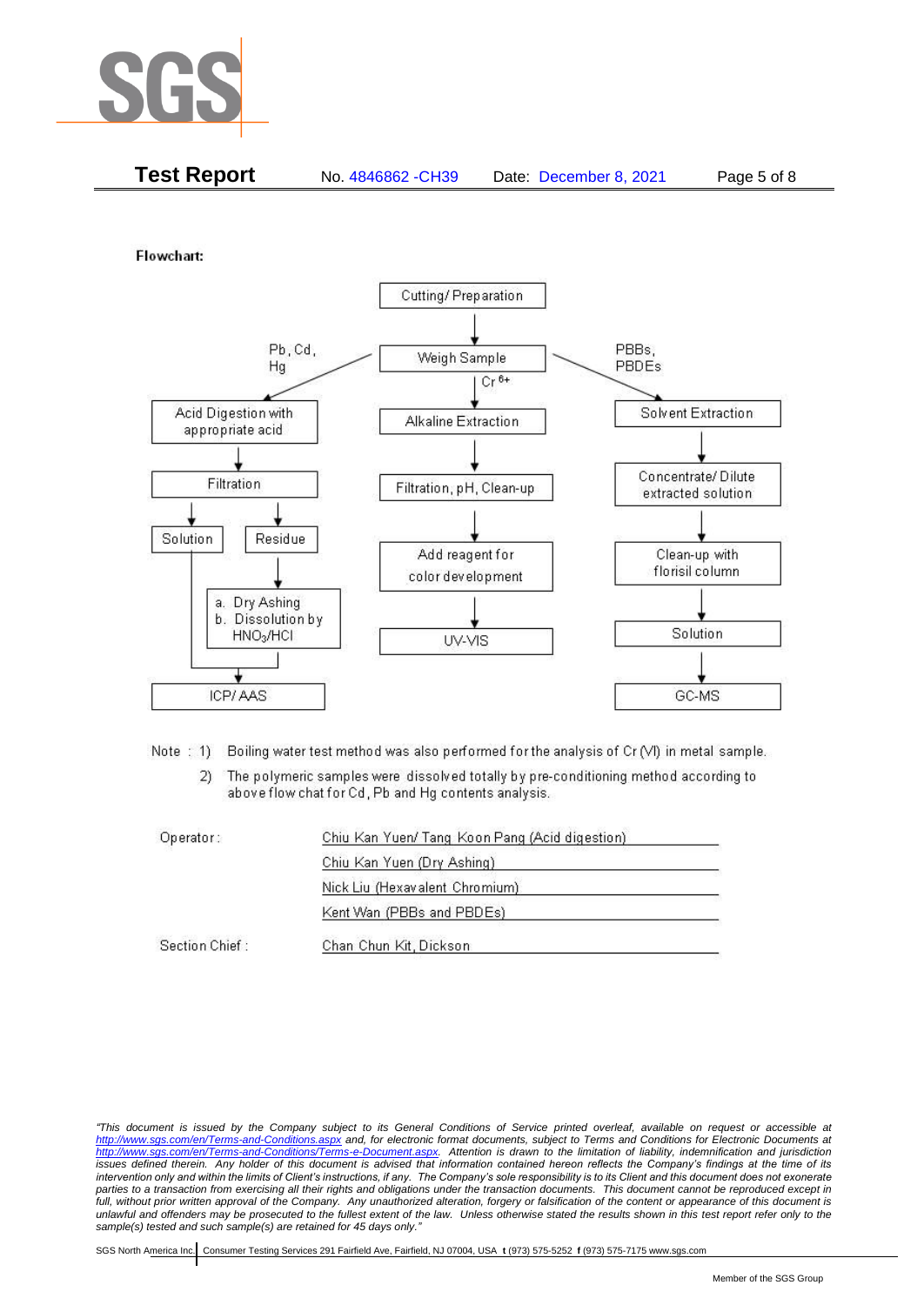**Flowchart:**

- Cutting/ Preparation
  - → Weigh Sample

**Pb, Cd, Hg:**

Weigh Sample → Acid Digestion with appropriate acid → Filtration → Solution / Residue

- Residue → a. Dry Ashing b. Dissolution by $HNO_3$/HCl
- Solution and dissolved residue → ICP/ AAS

**$Cr^{6+}$:**

Weigh Sample → Alkaline Extraction → Filtration, pH, Clean-up → Add reagent for color development → UV-VIS

**PBBs, PBDEs:**

Weigh Sample → Solvent Extraction → Concentrate/ Dilute extracted solution → Clean-up with florisil column → Solution → GC-MS

Note : 1) Boiling water test method was also performed for the analysis of Cr (VI) in metal sample.

2) The polymeric samples were dissolved totally by pre-conditioning method according to above flow chat for Cd, Pb and Hg contents analysis.

| | |
|---|---|
| Operator: | Chiu Kan Yuen/ Tang Koon Pang (Acid digestion) |
| | Chiu Kan Yuen (Dry Ashing) |
| | Nick Liu (Hexavalent Chromium) |
| | Kent Wan (PBBs and PBDEs) |
| Section Chief : | Chan Chun Kit, Dickson |

*"This document is issued by the Company subject to its General Conditions of Service printed overleaf, available on request or accessible at http://www.sgs.com/en/Terms-and-Conditions.aspx and, for electronic format documents, subject to Terms and Conditions for Electronic Documents at http://www.sgs.com/en/Terms-and-Conditions/Terms-e-Document.aspx. Attention is drawn to the limitation of liability, indemnification and jurisdiction issues defined therein. Any holder of this document is advised that information contained hereon reflects the Company's findings at the time of its intervention only and within the limits of Client's instructions, if any. The Company's sole responsibility is to its Client and this document does not exonerate parties to a transaction from exercising all their rights and obligations under the transaction documents. This document cannot be reproduced except in full, without prior written approval of the Company. Any unauthorized alteration, forgery or falsification of the content or appearance of this document is unlawful and offenders may be prosecuted to the fullest extent of the law. Unless otherwise stated the results shown in this test report refer only to the sample(s) tested and such sample(s) are retained for 45 days only."*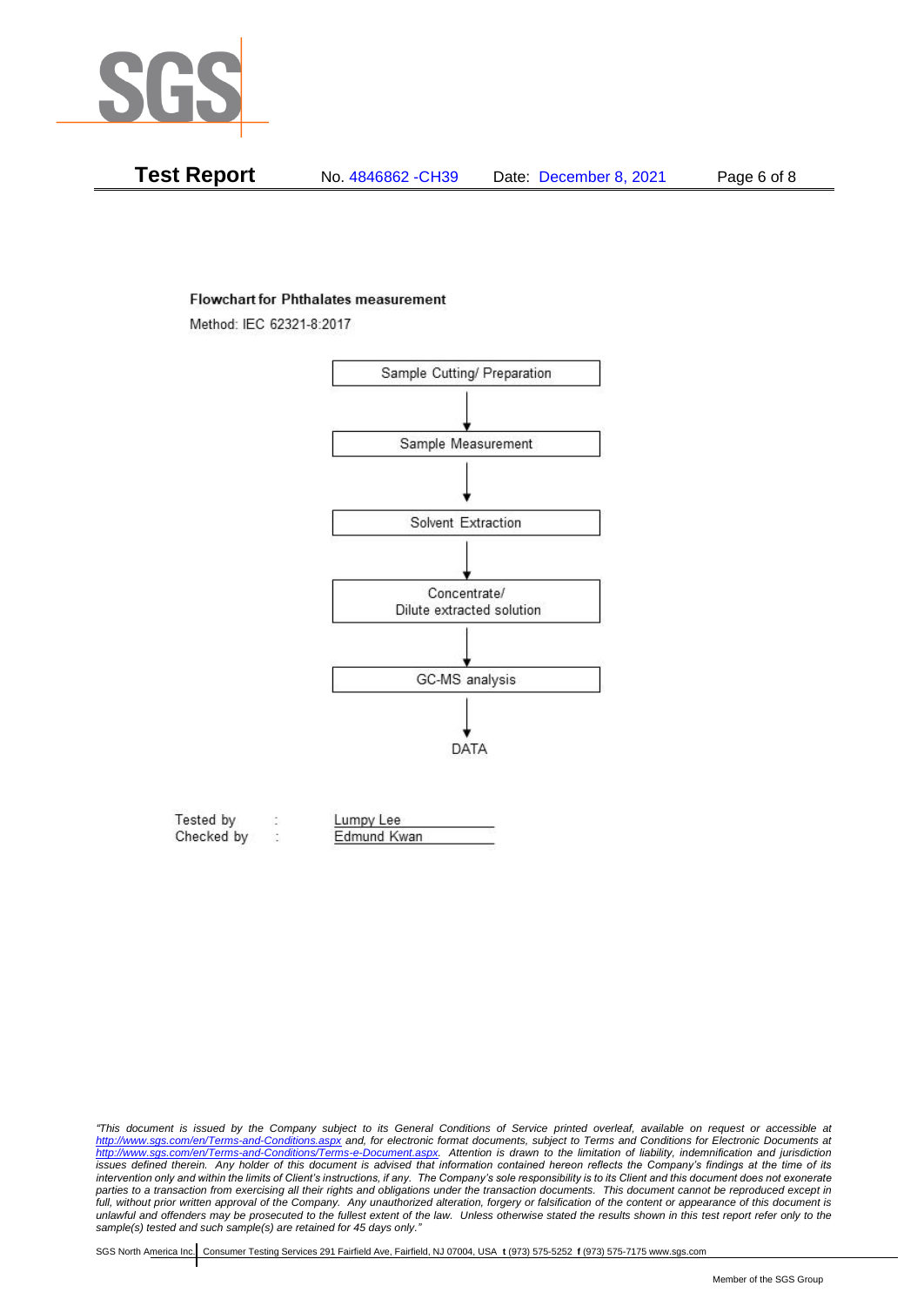**Flowchart for Phthalates measurement**

Method: IEC 62321-8:2017

Sample Cutting/ Preparation

↓

Sample Measurement

↓

Solvent Extraction

↓

Concentrate/
Dilute extracted solution

↓

GC-MS analysis

↓

DATA

Tested by : Lumpy Lee

Checked by : Edmund Kwan

*"This document is issued by the Company subject to its General Conditions of Service printed overleaf, available on request or accessible at http://www.sgs.com/en/Terms-and-Conditions.aspx and, for electronic format documents, subject to Terms and Conditions for Electronic Documents at http://www.sgs.com/en/Terms-and-Conditions/Terms-e-Document.aspx. Attention is drawn to the limitation of liability, indemnification and jurisdiction issues defined therein. Any holder of this document is advised that information contained hereon reflects the Company's findings at the time of its intervention only and within the limits of Client's instructions, if any. The Company's sole responsibility is to its Client and this document does not exonerate parties to a transaction from exercising all their rights and obligations under the transaction documents. This document cannot be reproduced except in full, without prior written approval of the Company. Any unauthorized alteration, forgery or falsification of the content or appearance of this document is unlawful and offenders may be prosecuted to the fullest extent of the law. Unless otherwise stated the results shown in this test report refer only to the sample(s) tested and such sample(s) are retained for 45 days only."*

SGS North America Inc. | Consumer Testing Services 291 Fairfield Ave, Fairfield, NJ 07004, USA **t** (973) 575-5252 **f** (973) 575-7175 www.sgs.com

Member of the SGS Group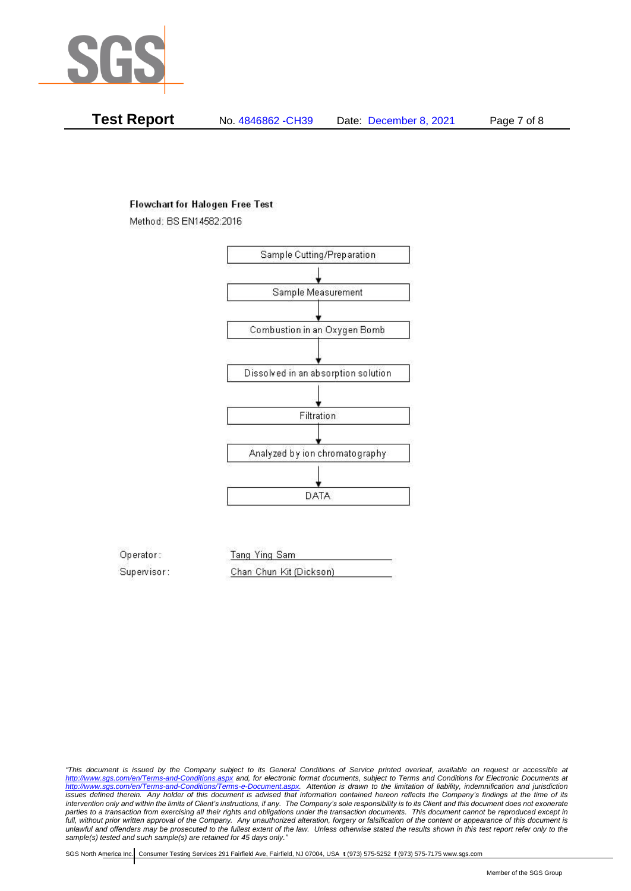**Flowchart for Halogen Free Test**

Method: BS EN14582:2016

Sample Cutting/Preparation

↓

Sample Measurement

↓

Combustion in an Oxygen Bomb

↓

Dissolved in an absorption solution

↓

Filtration

↓

Analyzed by ion chromatography

↓

DATA

Operator: Tang Ying Sam

Supervisor: Chan Chun Kit (Dickson)

*"This document is issued by the Company subject to its General Conditions of Service printed overleaf, available on request or accessible at http://www.sgs.com/en/Terms-and-Conditions.aspx and, for electronic format documents, subject to Terms and Conditions for Electronic Documents at http://www.sgs.com/en/Terms-and-Conditions/Terms-e-Document.aspx. Attention is drawn to the limitation of liability, indemnification and jurisdiction issues defined therein. Any holder of this document is advised that information contained hereon reflects the Company's findings at the time of its intervention only and within the limits of Client's instructions, if any. The Company's sole responsibility is to its Client and this document does not exonerate parties to a transaction from exercising all their rights and obligations under the transaction documents. This document cannot be reproduced except in full, without prior written approval of the Company. Any unauthorized alteration, forgery or falsification of the content or appearance of this document is unlawful and offenders may be prosecuted to the fullest extent of the law. Unless otherwise stated the results shown in this test report refer only to the sample(s) tested and such sample(s) are retained for 45 days only."*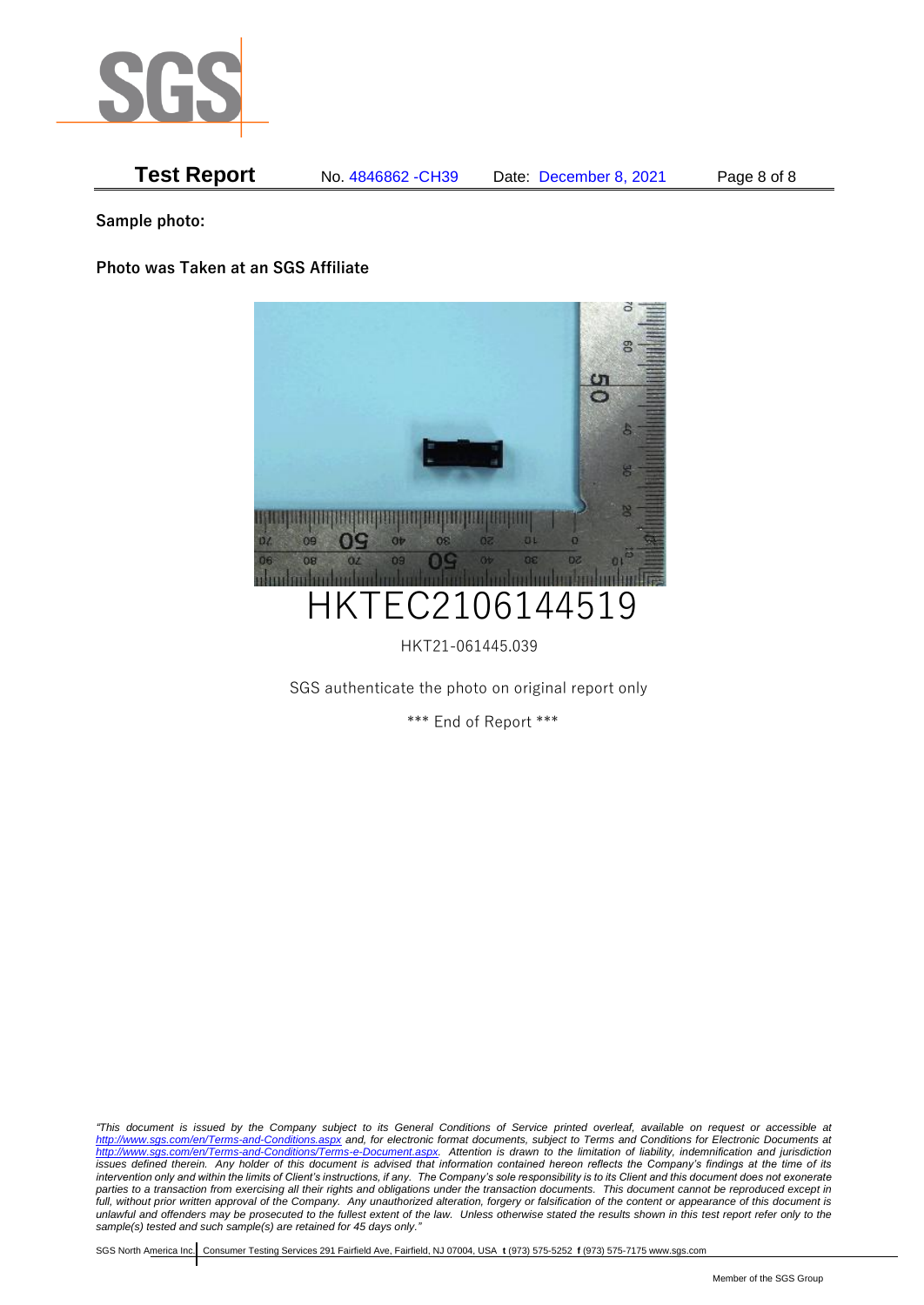Test Report No. 4846862 -CH39 Date: December 8, 2021

**Sample photo:**

**Photo was Taken at an SGS Affiliate**

HKTEC2106144519

HKT21-061445.039

SGS authenticate the photo on original report only

*** End of Report ***

*"This document is issued by the Company subject to its General Conditions of Service printed overleaf, available on request or accessible at http://www.sgs.com/en/Terms-and-Conditions.aspx and, for electronic format documents, subject to Terms and Conditions for Electronic Documents at http://www.sgs.com/en/Terms-and-Conditions/Terms-e-Document.aspx. Attention is drawn to the limitation of liability, indemnification and jurisdiction issues defined therein. Any holder of this document is advised that information contained hereon reflects the Company's findings at the time of its intervention only and within the limits of Client's instructions, if any. The Company's sole responsibility is to its Client and this document does not exonerate parties to a transaction from exercising all their rights and obligations under the transaction documents. This document cannot be reproduced except in full, without prior written approval of the Company. Any unauthorized alteration, forgery or falsification of the content or appearance of this document is unlawful and offenders may be prosecuted to the fullest extent of the law. Unless otherwise stated the results shown in this test report refer only to the sample(s) tested and such sample(s) are retained for 45 days only."*

SGS North America Inc. | Consumer Testing Services 291 Fairfield Ave, Fairfield, NJ 07004, USA **t** (973) 575-5252 **f** (973) 575-7175 www.sgs.com

Member of the SGS Group